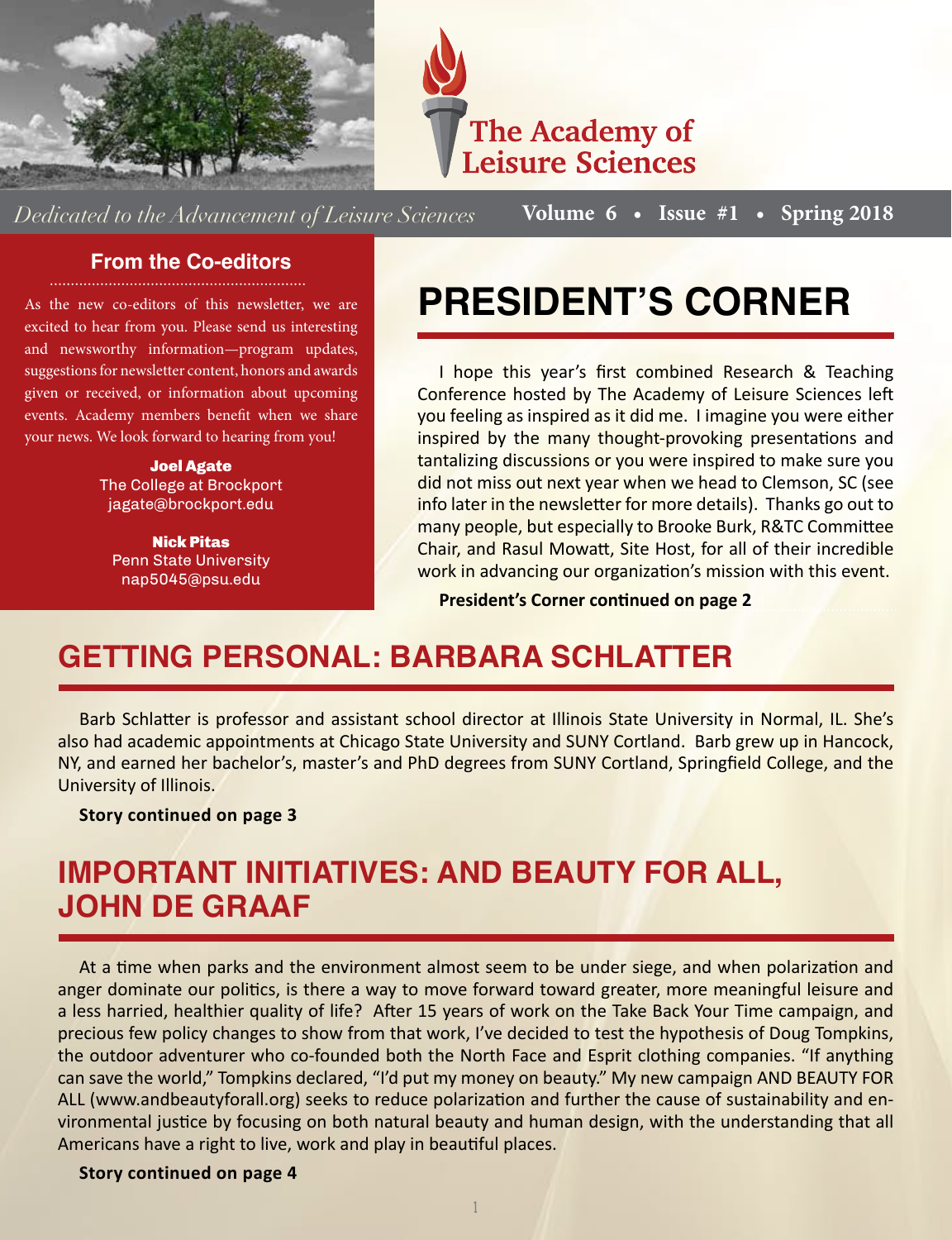# The Academy of Leisure Sciences

*Dedicated to the Advancement of Leisure Sciences*

**Volume 6 • Issue #1 • Spring 2018**

## From the Co-editors

As the new co-editors of this newsletter, we are excited to hear from you. Please send us interesting and newsworthy information—program updates, suggestions for newsletter content, honors and awards given or received, or information about upcoming events. Academy members benefit when we share your news. We look forward to hearing from you!

**Joel Agate**
The College at Brockport
jagate@brockport.edu

**Nick Pitas**
Penn State University
nap5045@psu.edu

## PRESIDENT'S CORNER

I hope this year's first combined Research & Teaching Conference hosted by The Academy of Leisure Sciences left you feeling as inspired as it did me. I imagine you were either inspired by the many thought-provoking presentations and tantalizing discussions or you were inspired to make sure you did not miss out next year when we head to Clemson, SC (see info later in the newsletter for more details). Thanks go out to many people, but especially to Brooke Burk, R&TC Committee Chair, and Rasul Mowatt, Site Host, for all of their incredible work in advancing our organization's mission with this event.

**President's Corner continued on page 2**

## GETTING PERSONAL: BARBARA SCHLATTER

Barb Schlatter is professor and assistant school director at Illinois State University in Normal, IL. She's also had academic appointments at Chicago State University and SUNY Cortland. Barb grew up in Hancock, NY, and earned her bachelor's, master's and PhD degrees from SUNY Cortland, Springfield College, and the University of Illinois.

**Story continued on page 3**

## IMPORTANT INITIATIVES: AND BEAUTY FOR ALL, JOHN DE GRAAF

At a time when parks and the environment almost seem to be under siege, and when polarization and anger dominate our politics, is there a way to move forward toward greater, more meaningful leisure and a less harried, healthier quality of life? After 15 years of work on the Take Back Your Time campaign, and precious few policy changes to show from that work, I've decided to test the hypothesis of Doug Tompkins, the outdoor adventurer who co-founded both the North Face and Esprit clothing companies. "If anything can save the world," Tompkins declared, "I'd put my money on beauty." My new campaign AND BEAUTY FOR ALL (www.andbeautyforall.org) seeks to reduce polarization and further the cause of sustainability and environmental justice by focusing on both natural beauty and human design, with the understanding that all Americans have a right to live, work and play in beautiful places.

**Story continued on page 4**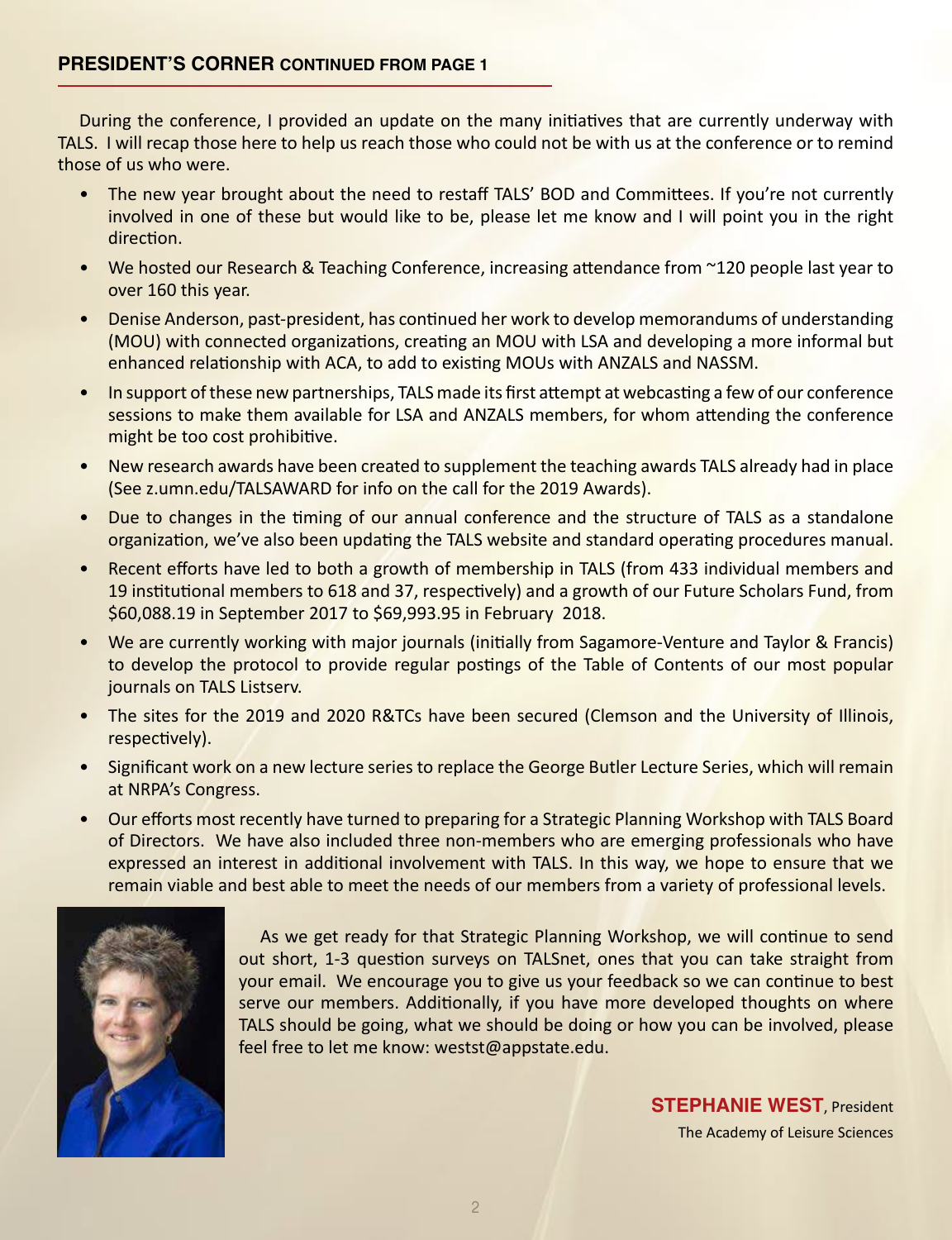## PRESIDENT'S CORNER CONTINUED FROM PAGE 1

During the conference, I provided an update on the many initiatives that are currently underway with TALS. I will recap those here to help us reach those who could not be with us at the conference or to remind those of us who were.

- The new year brought about the need to restaff TALS' BOD and Committees. If you're not currently involved in one of these but would like to be, please let me know and I will point you in the right direction.
- We hosted our Research & Teaching Conference, increasing attendance from ~120 people last year to over 160 this year.
- Denise Anderson, past-president, has continued her work to develop memorandums of understanding (MOU) with connected organizations, creating an MOU with LSA and developing a more informal but enhanced relationship with ACA, to add to existing MOUs with ANZALS and NASSM.
- In support of these new partnerships, TALS made its first attempt at webcasting a few of our conference sessions to make them available for LSA and ANZALS members, for whom attending the conference might be too cost prohibitive.
- New research awards have been created to supplement the teaching awards TALS already had in place (See z.umn.edu/TALSAWARD for info on the call for the 2019 Awards).
- Due to changes in the timing of our annual conference and the structure of TALS as a standalone organization, we've also been updating the TALS website and standard operating procedures manual.
- Recent efforts have led to both a growth of membership in TALS (from 433 individual members and 19 institutional members to 618 and 37, respectively) and a growth of our Future Scholars Fund, from $60,088.19 in September 2017 to $69,993.95 in February 2018.
- We are currently working with major journals (initially from Sagamore-Venture and Taylor & Francis) to develop the protocol to provide regular postings of the Table of Contents of our most popular journals on TALS Listserv.
- The sites for the 2019 and 2020 R&TCs have been secured (Clemson and the University of Illinois, respectively).
- Significant work on a new lecture series to replace the George Butler Lecture Series, which will remain at NRPA's Congress.
- Our efforts most recently have turned to preparing for a Strategic Planning Workshop with TALS Board of Directors. We have also included three non-members who are emerging professionals who have expressed an interest in additional involvement with TALS. In this way, we hope to ensure that we remain viable and best able to meet the needs of our members from a variety of professional levels.

As we get ready for that Strategic Planning Workshop, we will continue to send out short, 1-3 question surveys on TALSnet, ones that you can take straight from your email. We encourage you to give us your feedback so we can continue to best serve our members. Additionally, if you have more developed thoughts on where TALS should be going, what we should be doing or how you can be involved, please feel free to let me know: westst@appstate.edu.

**STEPHANIE WEST**, President
The Academy of Leisure Sciences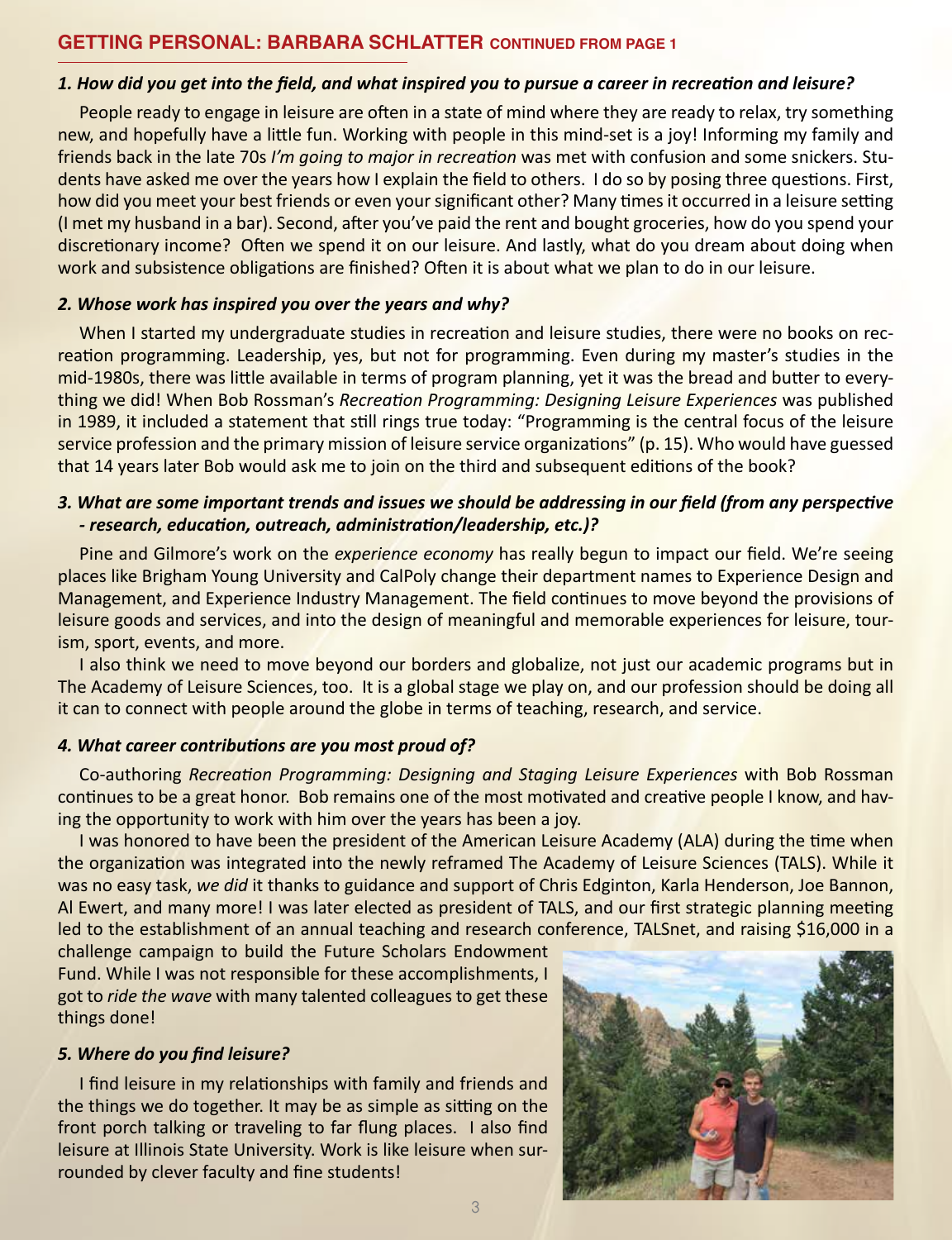## GETTING PERSONAL: BARBARA SCHLATTER CONTINUED FROM PAGE 1

***1. How did you get into the field, and what inspired you to pursue a career in recreation and leisure?***

People ready to engage in leisure are often in a state of mind where they are ready to relax, try something new, and hopefully have a little fun. Working with people in this mind-set is a joy! Informing my family and friends back in the late 70s *I'm going to major in recreation* was met with confusion and some snickers. Students have asked me over the years how I explain the field to others. I do so by posing three questions. First, how did you meet your best friends or even your significant other? Many times it occurred in a leisure setting (I met my husband in a bar). Second, after you've paid the rent and bought groceries, how do you spend your discretionary income? Often we spend it on our leisure. And lastly, what do you dream about doing when work and subsistence obligations are finished? Often it is about what we plan to do in our leisure.

***2. Whose work has inspired you over the years and why?***

When I started my undergraduate studies in recreation and leisure studies, there were no books on recreation programming. Leadership, yes, but not for programming. Even during my master's studies in the mid-1980s, there was little available in terms of program planning, yet it was the bread and butter to everything we did! When Bob Rossman's *Recreation Programming: Designing Leisure Experiences* was published in 1989, it included a statement that still rings true today: "Programming is the central focus of the leisure service profession and the primary mission of leisure service organizations" (p. 15). Who would have guessed that 14 years later Bob would ask me to join on the third and subsequent editions of the book?

***3. What are some important trends and issues we should be addressing in our field (from any perspective - research, education, outreach, administration/leadership, etc.)?***

Pine and Gilmore's work on the *experience economy* has really begun to impact our field. We're seeing places like Brigham Young University and CalPoly change their department names to Experience Design and Management, and Experience Industry Management. The field continues to move beyond the provisions of leisure goods and services, and into the design of meaningful and memorable experiences for leisure, tourism, sport, events, and more.

I also think we need to move beyond our borders and globalize, not just our academic programs but in The Academy of Leisure Sciences, too. It is a global stage we play on, and our profession should be doing all it can to connect with people around the globe in terms of teaching, research, and service.

***4. What career contributions are you most proud of?***

Co-authoring *Recreation Programming: Designing and Staging Leisure Experiences* with Bob Rossman continues to be a great honor. Bob remains one of the most motivated and creative people I know, and having the opportunity to work with him over the years has been a joy.

I was honored to have been the president of the American Leisure Academy (ALA) during the time when the organization was integrated into the newly reframed The Academy of Leisure Sciences (TALS). While it was no easy task, *we did* it thanks to guidance and support of Chris Edginton, Karla Henderson, Joe Bannon, Al Ewert, and many more! I was later elected as president of TALS, and our first strategic planning meeting led to the establishment of an annual teaching and research conference, TALSnet, and raising $16,000 in a challenge campaign to build the Future Scholars Endowment Fund. While I was not responsible for these accomplishments, I got to *ride the wave* with many talented colleagues to get these things done!

***5. Where do you find leisure?***

I find leisure in my relationships with family and friends and the things we do together. It may be as simple as sitting on the front porch talking or traveling to far flung places. I also find leisure at Illinois State University. Work is like leisure when surrounded by clever faculty and fine students!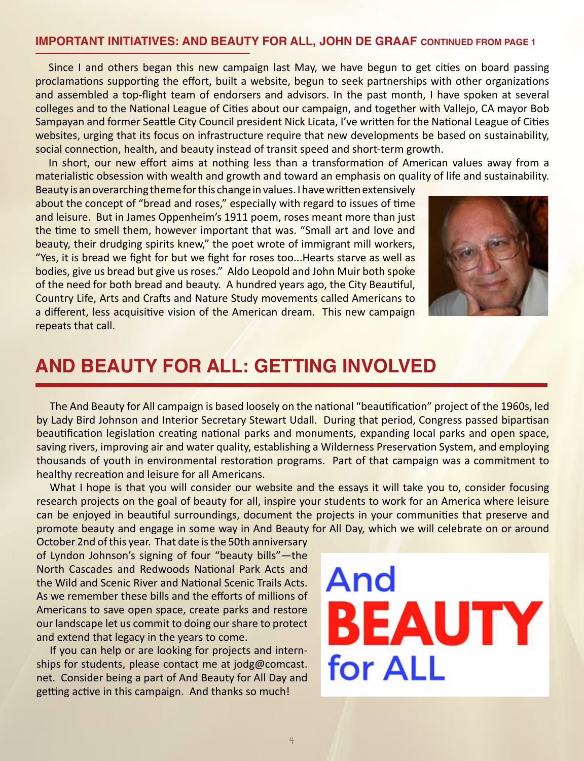## IMPORTANT INITIATIVES: AND BEAUTY FOR ALL, JOHN DE GRAAF CONTINUED FROM PAGE 1

Since I and others began this new campaign last May, we have begun to get cities on board passing proclamations supporting the effort, built a website, begun to seek partnerships with other organizations and assembled a top-flight team of endorsers and advisors. In the past month, I have spoken at several colleges and to the National League of Cities about our campaign, and together with Vallejo, CA mayor Bob Sampayan and former Seattle City Council president Nick Licata, I've written for the National League of Cities websites, urging that its focus on infrastructure require that new developments be based on sustainability, social connection, health, and beauty instead of transit speed and short-term growth.

In short, our new effort aims at nothing less than a transformation of American values away from a materialistic obsession with wealth and growth and toward an emphasis on quality of life and sustainability. Beauty is an overarching theme for this change in values. I have written extensively about the concept of "bread and roses," especially with regard to issues of time and leisure. But in James Oppenheim's 1911 poem, roses meant more than just the time to smell them, however important that was. "Small art and love and beauty, their drudging spirits knew," the poet wrote of immigrant mill workers, "Yes, it is bread we fight for but we fight for roses too...Hearts starve as well as bodies, give us bread but give us roses." Aldo Leopold and John Muir both spoke of the need for both bread and beauty. A hundred years ago, the City Beautiful, Country Life, Arts and Crafts and Nature Study movements called Americans to a different, less acquisitive vision of the American dream. This new campaign repeats that call.

# AND BEAUTY FOR ALL: GETTING INVOLVED

The And Beauty for All campaign is based loosely on the national "beautification" project of the 1960s, led by Lady Bird Johnson and Interior Secretary Stewart Udall. During that period, Congress passed bipartisan beautification legislation creating national parks and monuments, expanding local parks and open space, saving rivers, improving air and water quality, establishing a Wilderness Preservation System, and employing thousands of youth in environmental restoration programs. Part of that campaign was a commitment to healthy recreation and leisure for all Americans.

What I hope is that you will consider our website and the essays it will take you to, consider focusing research projects on the goal of beauty for all, inspire your students to work for an America where leisure can be enjoyed in beautiful surroundings, document the projects in your communities that preserve and promote beauty and engage in some way in And Beauty for All Day, which we will celebrate on or around October 2nd of this year. That date is the 50th anniversary of Lyndon Johnson's signing of four "beauty bills"—the North Cascades and Redwoods National Park Acts and the Wild and Scenic River and National Scenic Trails Acts. As we remember these bills and the efforts of millions of Americans to save open space, create parks and restore our landscape let us commit to doing our share to protect and extend that legacy in the years to come.

If you can help or are looking for projects and internships for students, please contact me at jodg@comcast.net. Consider being a part of And Beauty for All Day and getting active in this campaign. And thanks so much!

And
**BEAUTY**
for ALL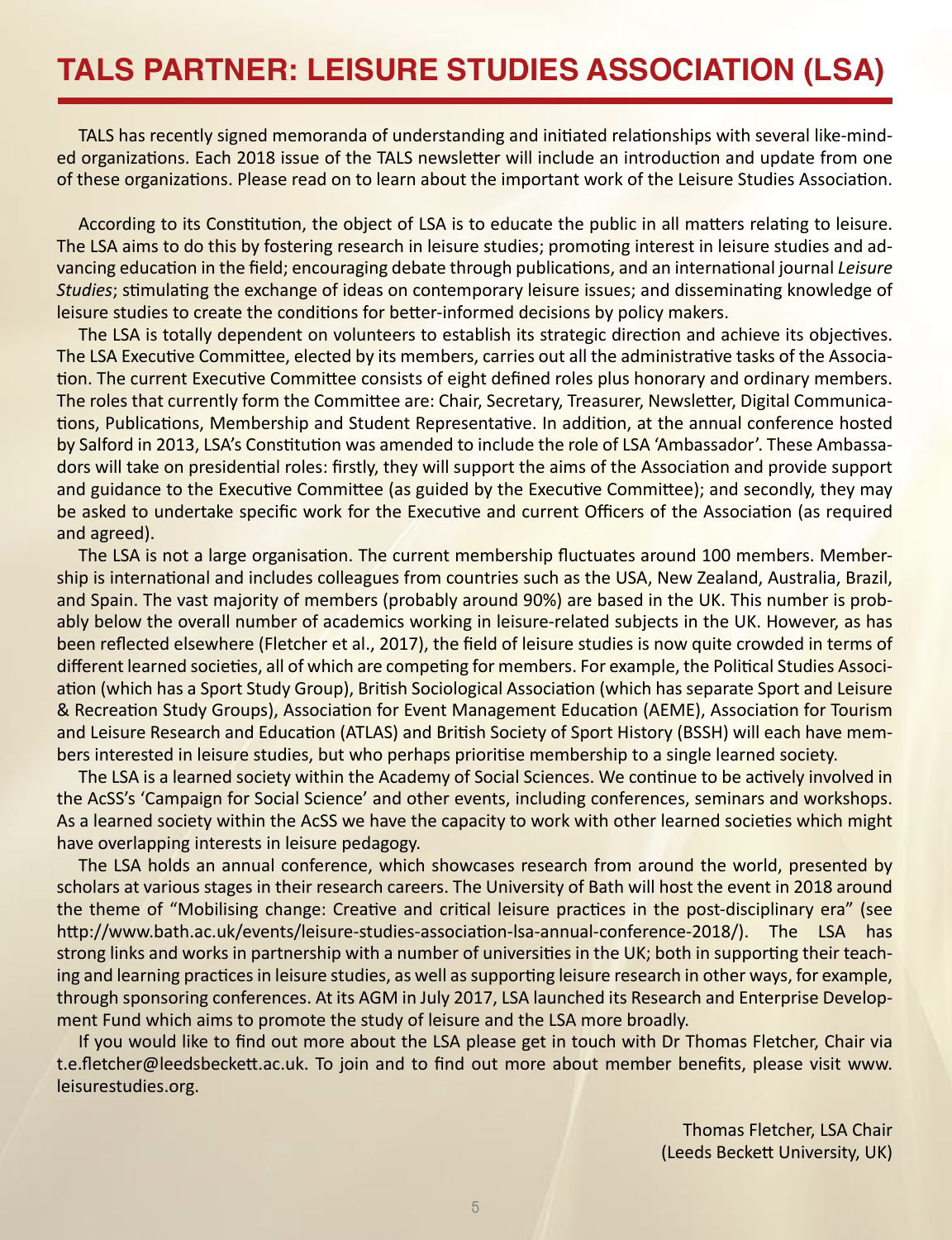# TALS PARTNER: LEISURE STUDIES ASSOCIATION (LSA)

TALS has recently signed memoranda of understanding and initiated relationships with several like-minded organizations. Each 2018 issue of the TALS newsletter will include an introduction and update from one of these organizations. Please read on to learn about the important work of the Leisure Studies Association.

According to its Constitution, the object of LSA is to educate the public in all matters relating to leisure. The LSA aims to do this by fostering research in leisure studies; promoting interest in leisure studies and advancing education in the field; encouraging debate through publications, and an international journal *Leisure Studies*; stimulating the exchange of ideas on contemporary leisure issues; and disseminating knowledge of leisure studies to create the conditions for better-informed decisions by policy makers.

The LSA is totally dependent on volunteers to establish its strategic direction and achieve its objectives. The LSA Executive Committee, elected by its members, carries out all the administrative tasks of the Association. The current Executive Committee consists of eight defined roles plus honorary and ordinary members. The roles that currently form the Committee are: Chair, Secretary, Treasurer, Newsletter, Digital Communications, Publications, Membership and Student Representative. In addition, at the annual conference hosted by Salford in 2013, LSA's Constitution was amended to include the role of LSA 'Ambassador'. These Ambassadors will take on presidential roles: firstly, they will support the aims of the Association and provide support and guidance to the Executive Committee (as guided by the Executive Committee); and secondly, they may be asked to undertake specific work for the Executive and current Officers of the Association (as required and agreed).

The LSA is not a large organisation. The current membership fluctuates around 100 members. Membership is international and includes colleagues from countries such as the USA, New Zealand, Australia, Brazil, and Spain. The vast majority of members (probably around 90%) are based in the UK. This number is probably below the overall number of academics working in leisure-related subjects in the UK. However, as has been reflected elsewhere (Fletcher et al., 2017), the field of leisure studies is now quite crowded in terms of different learned societies, all of which are competing for members. For example, the Political Studies Association (which has a Sport Study Group), British Sociological Association (which has separate Sport and Leisure & Recreation Study Groups), Association for Event Management Education (AEME), Association for Tourism and Leisure Research and Education (ATLAS) and British Society of Sport History (BSSH) will each have members interested in leisure studies, but who perhaps prioritise membership to a single learned society.

The LSA is a learned society within the Academy of Social Sciences. We continue to be actively involved in the AcSS's 'Campaign for Social Science' and other events, including conferences, seminars and workshops. As a learned society within the AcSS we have the capacity to work with other learned societies which might have overlapping interests in leisure pedagogy.

The LSA holds an annual conference, which showcases research from around the world, presented by scholars at various stages in their research careers. The University of Bath will host the event in 2018 around the theme of "Mobilising change: Creative and critical leisure practices in the post-disciplinary era" (see http://www.bath.ac.uk/events/leisure-studies-association-lsa-annual-conference-2018/). The LSA has strong links and works in partnership with a number of universities in the UK; both in supporting their teaching and learning practices in leisure studies, as well as supporting leisure research in other ways, for example, through sponsoring conferences. At its AGM in July 2017, LSA launched its Research and Enterprise Development Fund which aims to promote the study of leisure and the LSA more broadly.

If you would like to find out more about the LSA please get in touch with Dr Thomas Fletcher, Chair via t.e.fletcher@leedsbeckett.ac.uk. To join and to find out more about member benefits, please visit www.leisurestudies.org.

Thomas Fletcher, LSA Chair
(Leeds Beckett University, UK)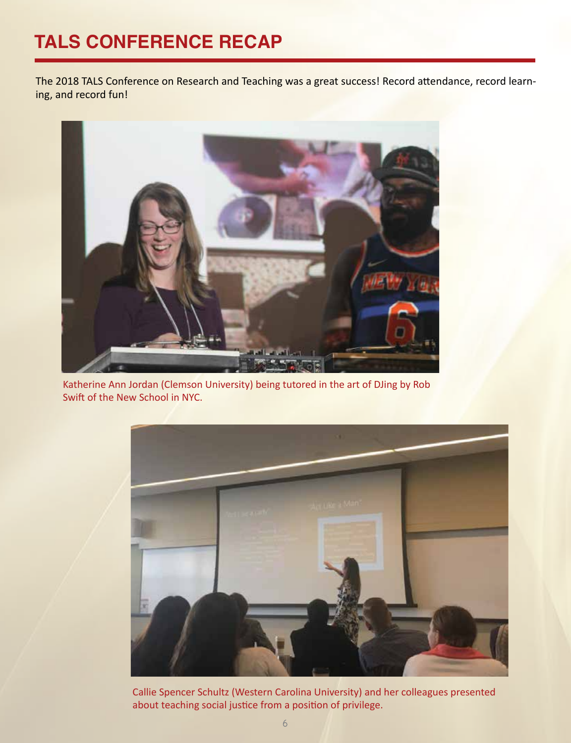# TALS CONFERENCE RECAP

The 2018 TALS Conference on Research and Teaching was a great success! Record attendance, record learning, and record fun!

Katherine Ann Jordan (Clemson University) being tutored in the art of DJing by Rob Swift of the New School in NYC.

Callie Spencer Schultz (Western Carolina University) and her colleagues presented about teaching social justice from a position of privilege.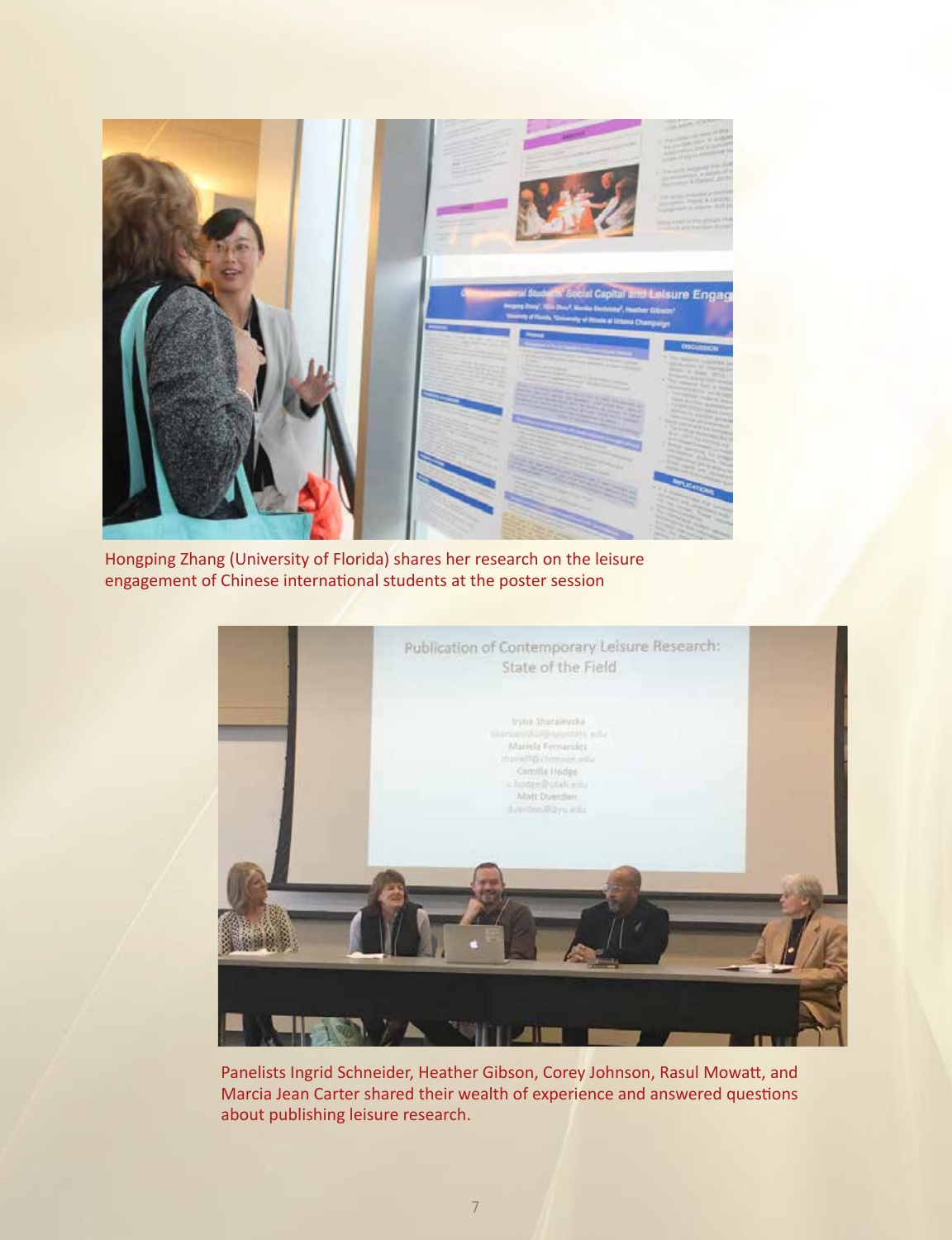Hongping Zhang (University of Florida) shares her research on the leisure engagement of Chinese international students at the poster session

Panelists Ingrid Schneider, Heather Gibson, Corey Johnson, Rasul Mowatt, and Marcia Jean Carter shared their wealth of experience and answered questions about publishing leisure research.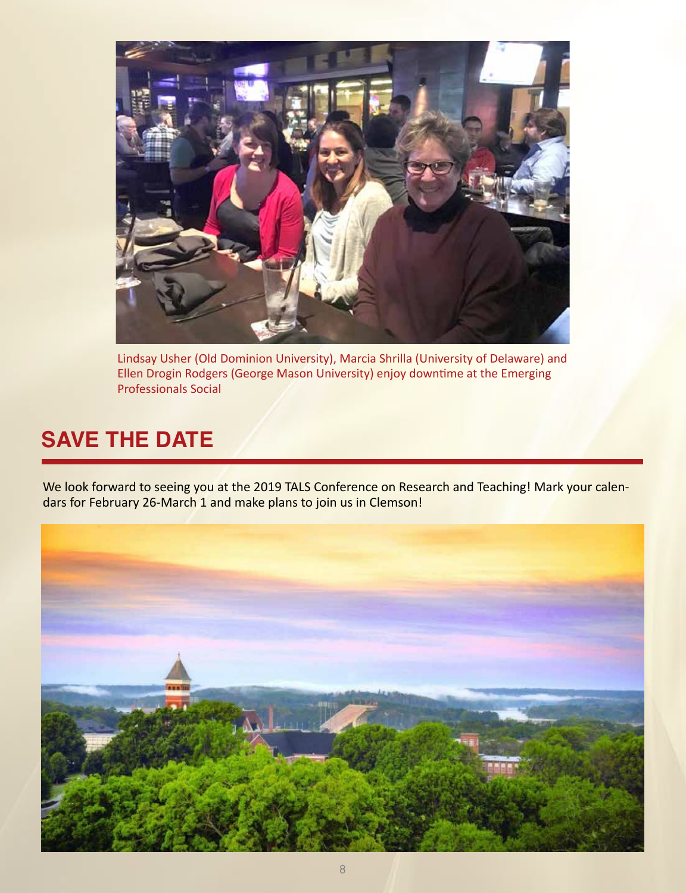Lindsay Usher (Old Dominion University), Marcia Shrilla (University of Delaware) and Ellen Drogin Rodgers (George Mason University) enjoy downtime at the Emerging Professionals Social

## SAVE THE DATE

We look forward to seeing you at the 2019 TALS Conference on Research and Teaching! Mark your calendars for February 26-March 1 and make plans to join us in Clemson!